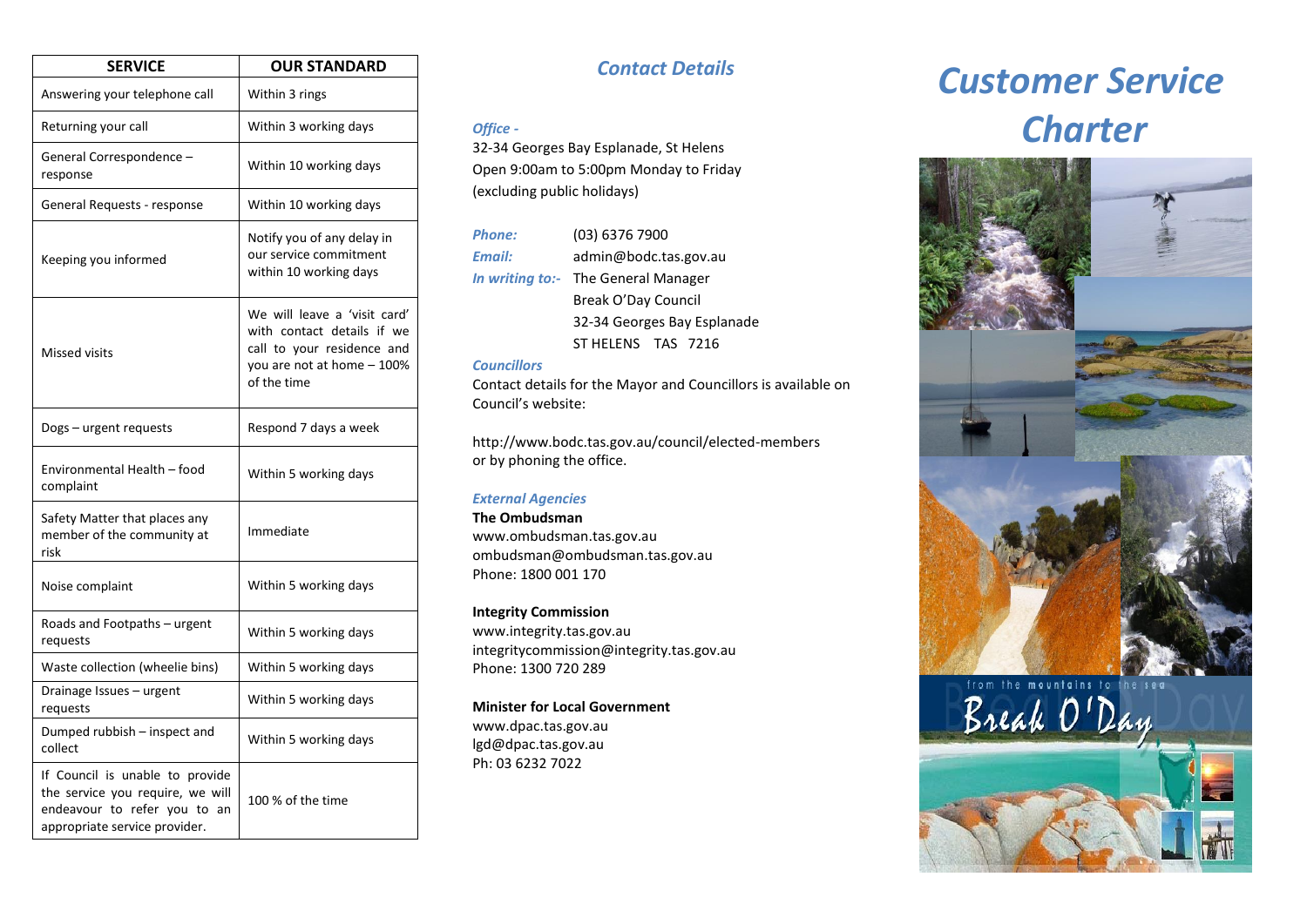| SERVICE | OUR STANDARD |
|---|---|
| Answering your telephone call | Within 3 rings |
| Returning your call | Within 3 working days |
| General Correspondence – response | Within 10 working days |
| General Requests - response | Within 10 working days |
| Keeping you informed | Notify you of any delay in our service commitment within 10 working days |
| Missed visits | We will leave a 'visit card' with contact details if we call to your residence and you are not at home – 100% of the time |
| Dogs – urgent requests | Respond 7 days a week |
| Environmental Health – food complaint | Within 5 working days |
| Safety Matter that places any member of the community at risk | Immediate |
| Noise complaint | Within 5 working days |
| Roads and Footpaths – urgent requests | Within 5 working days |
| Waste collection (wheelie bins) | Within 5 working days |
| Drainage Issues – urgent requests | Within 5 working days |
| Dumped rubbish – inspect and collect | Within 5 working days |
| If Council is unable to provide the service you require, we will endeavour to refer you to an appropriate service provider. | 100 % of the time |

## *Contact Details*

***Office -***

32-34 Georges Bay Esplanade, St Helens
Open 9:00am to 5:00pm Monday to Friday
(excluding public holidays)

***Phone:*** (03) 6376 7900
***Email:*** admin@bodc.tas.gov.au
***In writing to:-*** The General Manager
Break O'Day Council
32-34 Georges Bay Esplanade
ST HELENS TAS 7216

***Councillors***

Contact details for the Mayor and Councillors is available on Council's website:

http://www.bodc.tas.gov.au/council/elected-members
or by phoning the office.

***External Agencies***

**The Ombudsman**
www.ombudsman.tas.gov.au
ombudsman@ombudsman.tas.gov.au
Phone: 1800 001 170

**Integrity Commission**
www.integrity.tas.gov.au
integritycommission@integrity.tas.gov.au
Phone: 1300 720 289

**Minister for Local Government**
www.dpac.tas.gov.au
lgd@dpac.tas.gov.au
Ph: 03 6232 7022

# *Customer Service Charter*

from the mountains to the sea

Break O'Day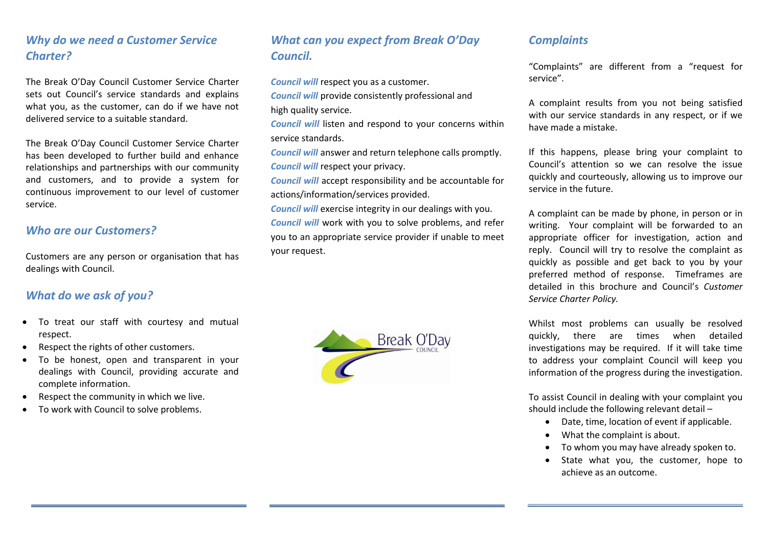## *Why do we need a Customer Service Charter?*

The Break O'Day Council Customer Service Charter sets out Council's service standards and explains what you, as the customer, can do if we have not delivered service to a suitable standard.

The Break O'Day Council Customer Service Charter has been developed to further build and enhance relationships and partnerships with our community and customers, and to provide a system for continuous improvement to our level of customer service.

## *Who are our Customers?*

Customers are any person or organisation that has dealings with Council.

## *What do we ask of you?*

- To treat our staff with courtesy and mutual respect.
- Respect the rights of other customers.
- To be honest, open and transparent in your dealings with Council, providing accurate and complete information.
- Respect the community in which we live.
- To work with Council to solve problems.

## *What can you expect from Break O'Day Council.*

***Council will*** respect you as a customer.
***Council will*** provide consistently professional and high quality service.
***Council will*** listen and respond to your concerns within service standards.
***Council will*** answer and return telephone calls promptly.
***Council will*** respect your privacy.
***Council will*** accept responsibility and be accountable for actions/information/services provided.
***Council will*** exercise integrity in our dealings with you.
***Council will*** work with you to solve problems, and refer you to an appropriate service provider if unable to meet your request.

Break O'Day COUNCIL

## *Complaints*

"Complaints" are different from a "request for service".

A complaint results from you not being satisfied with our service standards in any respect, or if we have made a mistake.

If this happens, please bring your complaint to Council's attention so we can resolve the issue quickly and courteously, allowing us to improve our service in the future.

A complaint can be made by phone, in person or in writing. Your complaint will be forwarded to an appropriate officer for investigation, action and reply. Council will try to resolve the complaint as quickly as possible and get back to you by your preferred method of response. Timeframes are detailed in this brochure and Council's *Customer Service Charter Policy.*

Whilst most problems can usually be resolved quickly, there are times when detailed investigations may be required. If it will take time to address your complaint Council will keep you information of the progress during the investigation.

To assist Council in dealing with your complaint you should include the following relevant detail –

- Date, time, location of event if applicable.
- What the complaint is about.
- To whom you may have already spoken to.
- State what you, the customer, hope to achieve as an outcome.